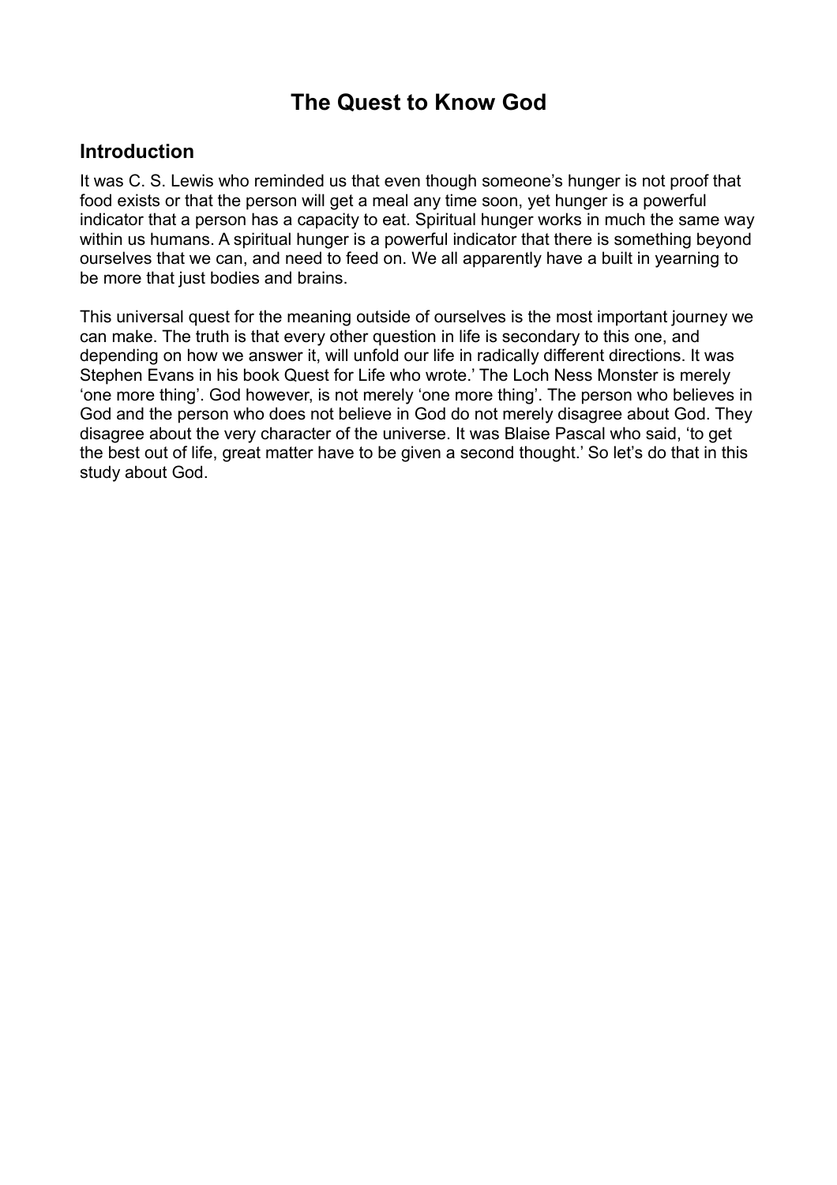# The Quest to Know God

## Introduction

It was C. S. Lewis who reminded us that even though someone's hunger is not proof that food exists or that the person will get a meal any time soon, yet hunger is a powerful indicator that a person has a capacity to eat. Spiritual hunger works in much the same way within us humans. A spiritual hunger is a powerful indicator that there is something beyond ourselves that we can, and need to feed on. We all apparently have a built in yearning to be more that just bodies and brains.

This universal quest for the meaning outside of ourselves is the most important journey we can make. The truth is that every other question in life is secondary to this one, and depending on how we answer it, will unfold our life in radically different directions. It was Stephen Evans in his book Quest for Life who wrote.' The Loch Ness Monster is merely 'one more thing'. God however, is not merely 'one more thing'. The person who believes in God and the person who does not believe in God do not merely disagree about God. They disagree about the very character of the universe. It was Blaise Pascal who said, 'to get the best out of life, great matter have to be given a second thought.' So let's do that in this study about God.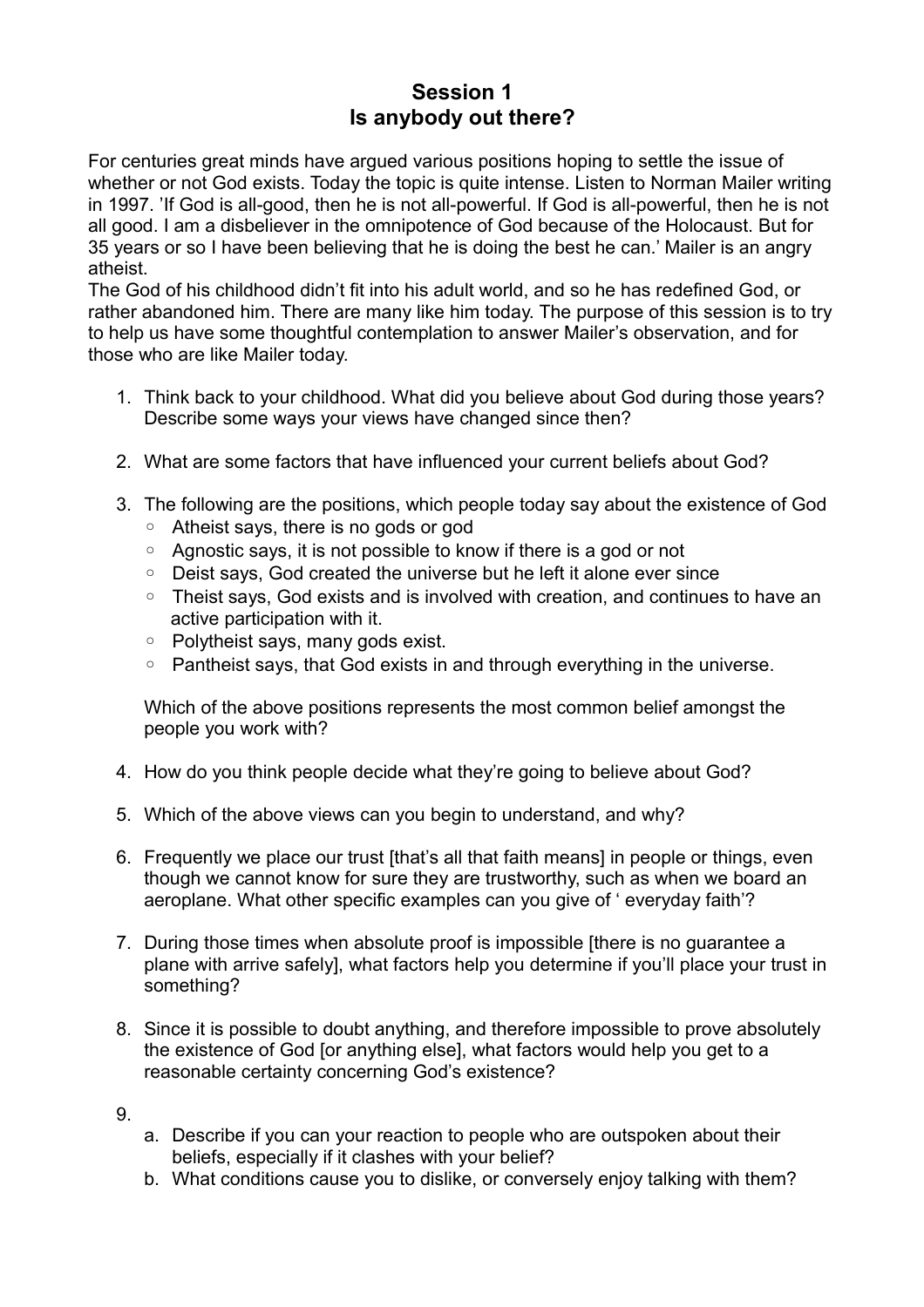# Session 1
# Is anybody out there?

For centuries great minds have argued various positions hoping to settle the issue of whether or not God exists. Today the topic is quite intense. Listen to Norman Mailer writing in 1997. 'If God is all-good, then he is not all-powerful. If God is all-powerful, then he is not all good. I am a disbeliever in the omnipotence of God because of the Holocaust. But for 35 years or so I have been believing that he is doing the best he can.' Mailer is an angry atheist.

The God of his childhood didn't fit into his adult world, and so he has redefined God, or rather abandoned him. There are many like him today. The purpose of this session is to try to help us have some thoughtful contemplation to answer Mailer's observation, and for those who are like Mailer today.

1. Think back to your childhood. What did you believe about God during those years? Describe some ways your views have changed since then?

2. What are some factors that have influenced your current beliefs about God?

3. The following are the positions, which people today say about the existence of God
   - Atheist says, there is no gods or god
   - Agnostic says, it is not possible to know if there is a god or not
   - Deist says, God created the universe but he left it alone ever since
   - Theist says, God exists and is involved with creation, and continues to have an active participation with it.
   - Polytheist says, many gods exist.
   - Pantheist says, that God exists in and through everything in the universe.

   Which of the above positions represents the most common belief amongst the people you work with?

4. How do you think people decide what they're going to believe about God?

5. Which of the above views can you begin to understand, and why?

6. Frequently we place our trust [that's all that faith means] in people or things, even though we cannot know for sure they are trustworthy, such as when we board an aeroplane. What other specific examples can you give of ' everyday faith'?

7. During those times when absolute proof is impossible [there is no guarantee a plane with arrive safely], what factors help you determine if you'll place your trust in something?

8. Since it is possible to doubt anything, and therefore impossible to prove absolutely the existence of God [or anything else], what factors would help you get to a reasonable certainty concerning God's existence?

9. 
   a. Describe if you can your reaction to people who are outspoken about their beliefs, especially if it clashes with your belief?
   b. What conditions cause you to dislike, or conversely enjoy talking with them?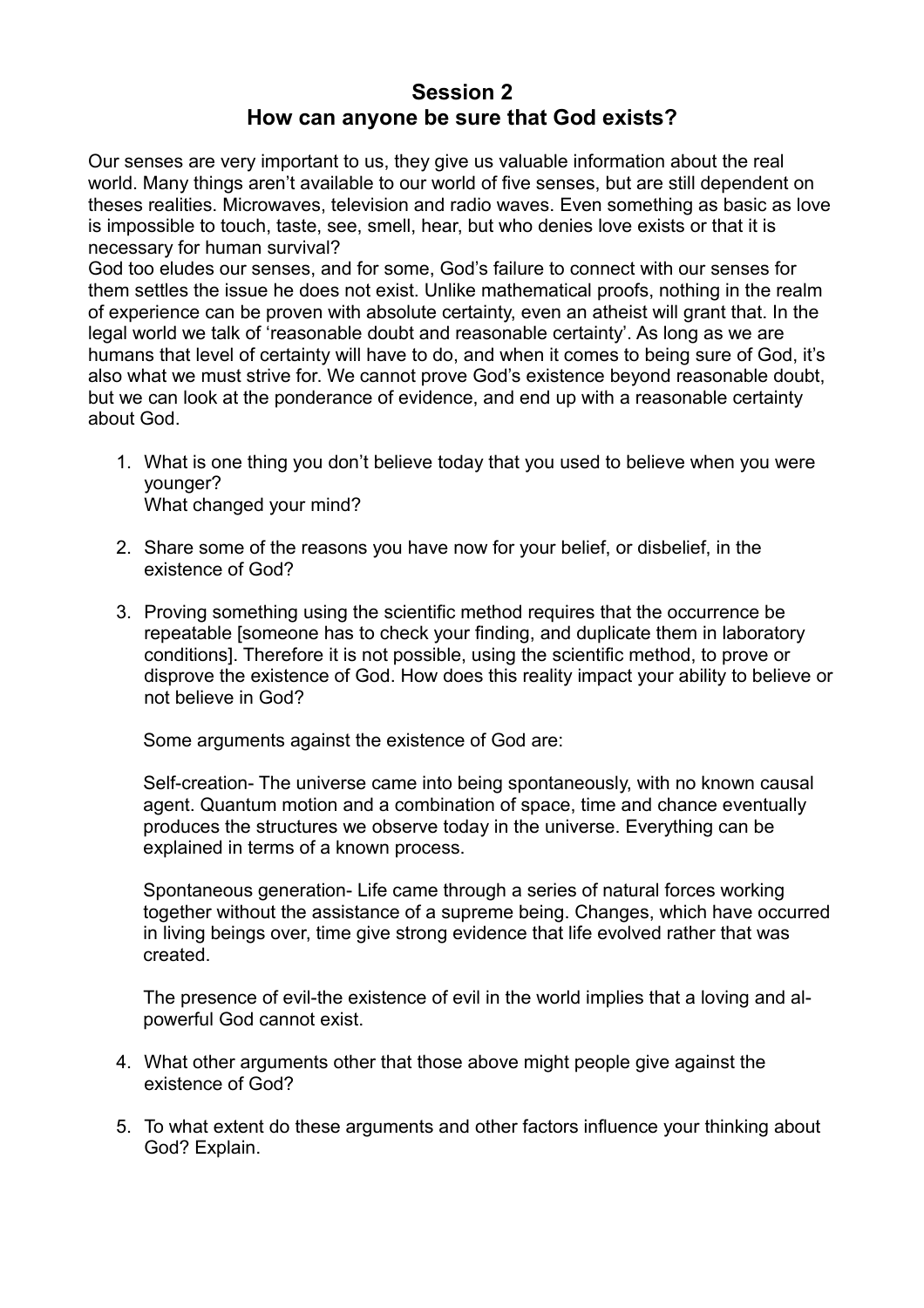## Session 2
## How can anyone be sure that God exists?

Our senses are very important to us, they give us valuable information about the real world. Many things aren't available to our world of five senses, but are still dependent on theses realities. Microwaves, television and radio waves. Even something as basic as love is impossible to touch, taste, see, smell, hear, but who denies love exists or that it is necessary for human survival?
God too eludes our senses, and for some, God's failure to connect with our senses for them settles the issue he does not exist. Unlike mathematical proofs, nothing in the realm of experience can be proven with absolute certainty, even an atheist will grant that. In the legal world we talk of 'reasonable doubt and reasonable certainty'. As long as we are humans that level of certainty will have to do, and when it comes to being sure of God, it's also what we must strive for. We cannot prove God's existence beyond reasonable doubt, but we can look at the ponderance of evidence, and end up with a reasonable certainty about God.

1. What is one thing you don't believe today that you used to believe when you were younger?
   What changed your mind?

2. Share some of the reasons you have now for your belief, or disbelief, in the existence of God?

3. Proving something using the scientific method requires that the occurrence be repeatable [someone has to check your finding, and duplicate them in laboratory conditions]. Therefore it is not possible, using the scientific method, to prove or disprove the existence of God. How does this reality impact your ability to believe or not believe in God?

   Some arguments against the existence of God are:

   Self-creation- The universe came into being spontaneously, with no known causal agent. Quantum motion and a combination of space, time and chance eventually produces the structures we observe today in the universe. Everything can be explained in terms of a known process.

   Spontaneous generation- Life came through a series of natural forces working together without the assistance of a supreme being. Changes, which have occurred in living beings over, time give strong evidence that life evolved rather that was created.

   The presence of evil-the existence of evil in the world implies that a loving and al-powerful God cannot exist.

4. What other arguments other that those above might people give against the existence of God?

5. To what extent do these arguments and other factors influence your thinking about God? Explain.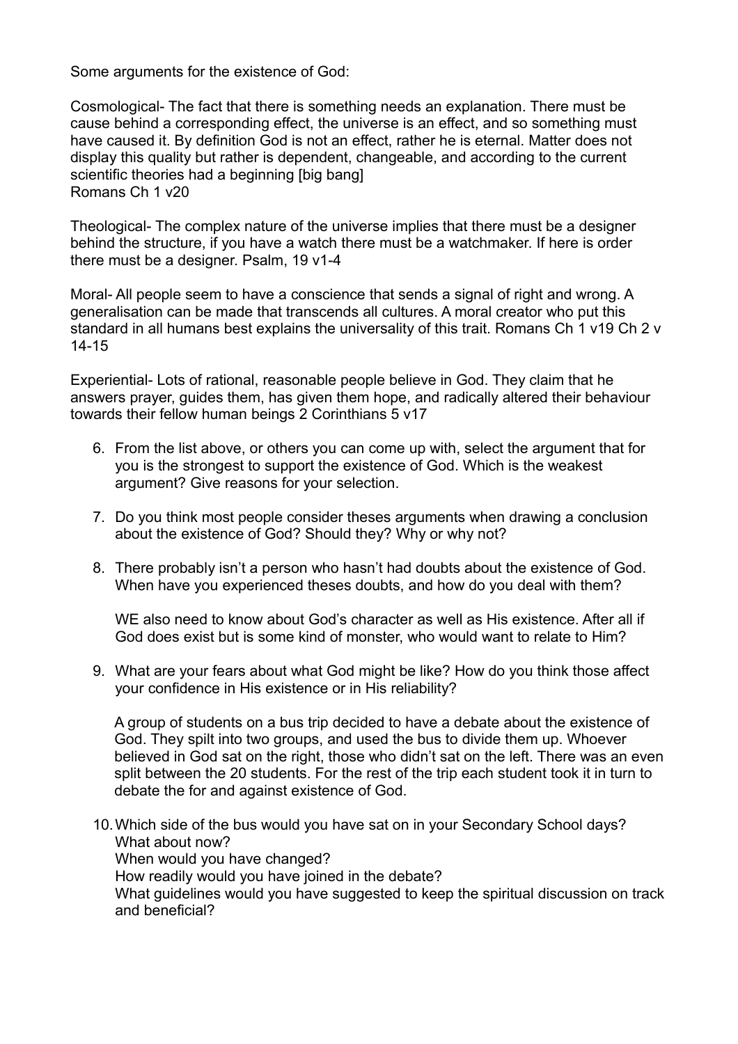Some arguments for the existence of God:

Cosmological- The fact that there is something needs an explanation. There must be cause behind a corresponding effect, the universe is an effect, and so something must have caused it. By definition God is not an effect, rather he is eternal. Matter does not display this quality but rather is dependent, changeable, and according to the current scientific theories had a beginning [big bang]
Romans Ch 1 v20

Theological- The complex nature of the universe implies that there must be a designer behind the structure, if you have a watch there must be a watchmaker. If here is order there must be a designer. Psalm, 19 v1-4

Moral- All people seem to have a conscience that sends a signal of right and wrong. A generalisation can be made that transcends all cultures. A moral creator who put this standard in all humans best explains the universality of this trait. Romans Ch 1 v19 Ch 2 v 14-15

Experiential- Lots of rational, reasonable people believe in God. They claim that he answers prayer, guides them, has given them hope, and radically altered their behaviour towards their fellow human beings 2 Corinthians 5 v17

6. From the list above, or others you can come up with, select the argument that for you is the strongest to support the existence of God. Which is the weakest argument? Give reasons for your selection.

7. Do you think most people consider theses arguments when drawing a conclusion about the existence of God? Should they? Why or why not?

8. There probably isn't a person who hasn't had doubts about the existence of God. When have you experienced theses doubts, and how do you deal with them?

   WE also need to know about God's character as well as His existence. After all if God does exist but is some kind of monster, who would want to relate to Him?

9. What are your fears about what God might be like? How do you think those affect your confidence in His existence or in His reliability?

   A group of students on a bus trip decided to have a debate about the existence of God. They spilt into two groups, and used the bus to divide them up. Whoever believed in God sat on the right, those who didn't sat on the left. There was an even split between the 20 students. For the rest of the trip each student took it in turn to debate the for and against existence of God.

10. Which side of the bus would you have sat on in your Secondary School days?
    What about now?
    When would you have changed?
    How readily would you have joined in the debate?
    What guidelines would you have suggested to keep the spiritual discussion on track and beneficial?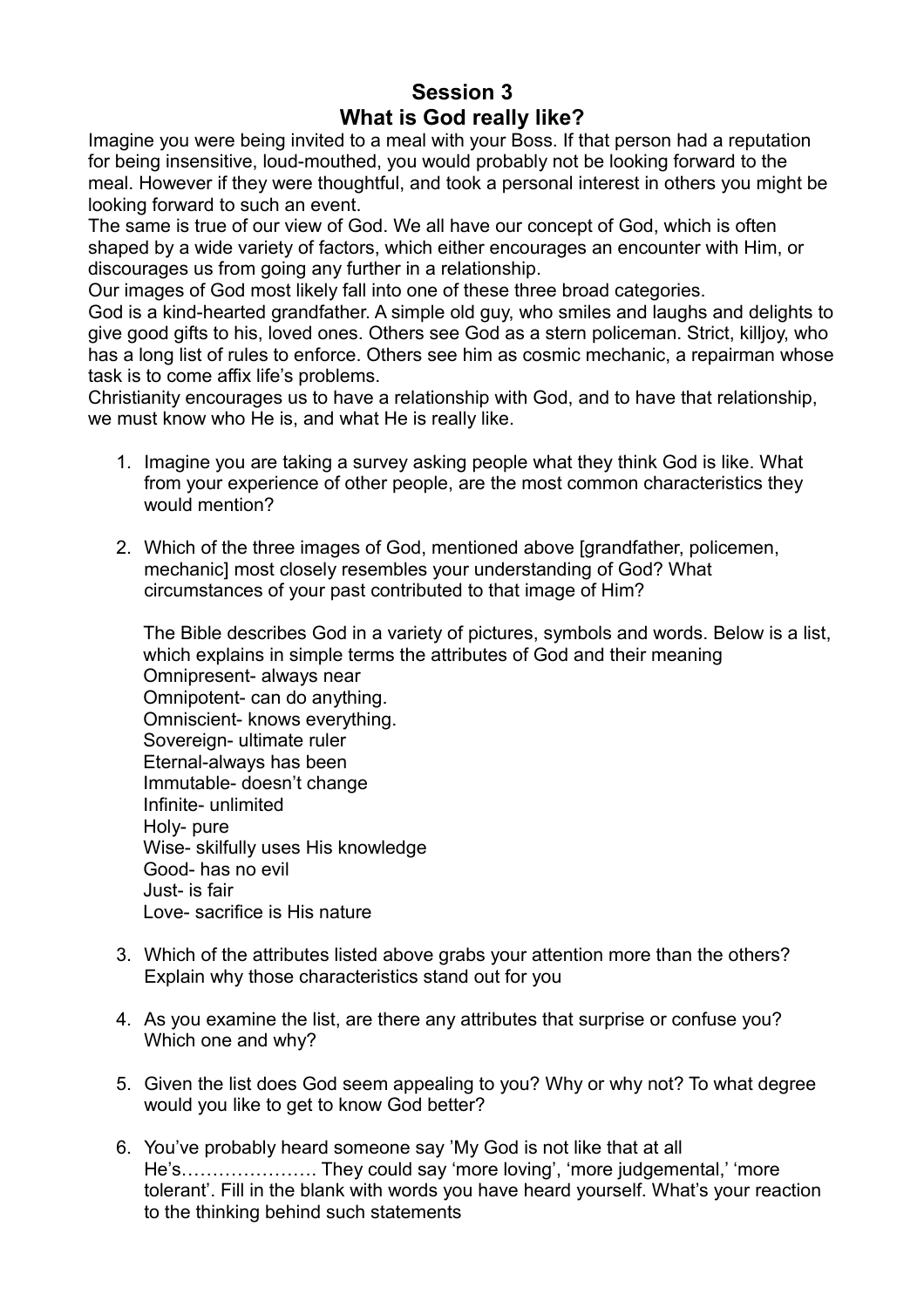# Session 3
# What is God really like?

Imagine you were being invited to a meal with your Boss. If that person had a reputation for being insensitive, loud-mouthed, you would probably not be looking forward to the meal. However if they were thoughtful, and took a personal interest in others you might be looking forward to such an event.

The same is true of our view of God. We all have our concept of God, which is often shaped by a wide variety of factors, which either encourages an encounter with Him, or discourages us from going any further in a relationship.

Our images of God most likely fall into one of these three broad categories.

God is a kind-hearted grandfather. A simple old guy, who smiles and laughs and delights to give good gifts to his, loved ones. Others see God as a stern policeman. Strict, killjoy, who has a long list of rules to enforce. Others see him as cosmic mechanic, a repairman whose task is to come affix life's problems.

Christianity encourages us to have a relationship with God, and to have that relationship, we must know who He is, and what He is really like.

1. Imagine you are taking a survey asking people what they think God is like. What from your experience of other people, are the most common characteristics they would mention?

2. Which of the three images of God, mentioned above [grandfather, policemen, mechanic] most closely resembles your understanding of God? What circumstances of your past contributed to that image of Him?

   The Bible describes God in a variety of pictures, symbols and words. Below is a list, which explains in simple terms the attributes of God and their meaning
   Omnipresent- always near
   Omnipotent- can do anything.
   Omniscient- knows everything.
   Sovereign- ultimate ruler
   Eternal-always has been
   Immutable- doesn't change
   Infinite- unlimited
   Holy- pure
   Wise- skilfully uses His knowledge
   Good- has no evil
   Just- is fair
   Love- sacrifice is His nature

3. Which of the attributes listed above grabs your attention more than the others? Explain why those characteristics stand out for you

4. As you examine the list, are there any attributes that surprise or confuse you? Which one and why?

5. Given the list does God seem appealing to you? Why or why not? To what degree would you like to get to know God better?

6. You've probably heard someone say 'My God is not like that at all He's…………………. They could say 'more loving', 'more judgemental,' 'more tolerant'. Fill in the blank with words you have heard yourself. What's your reaction to the thinking behind such statements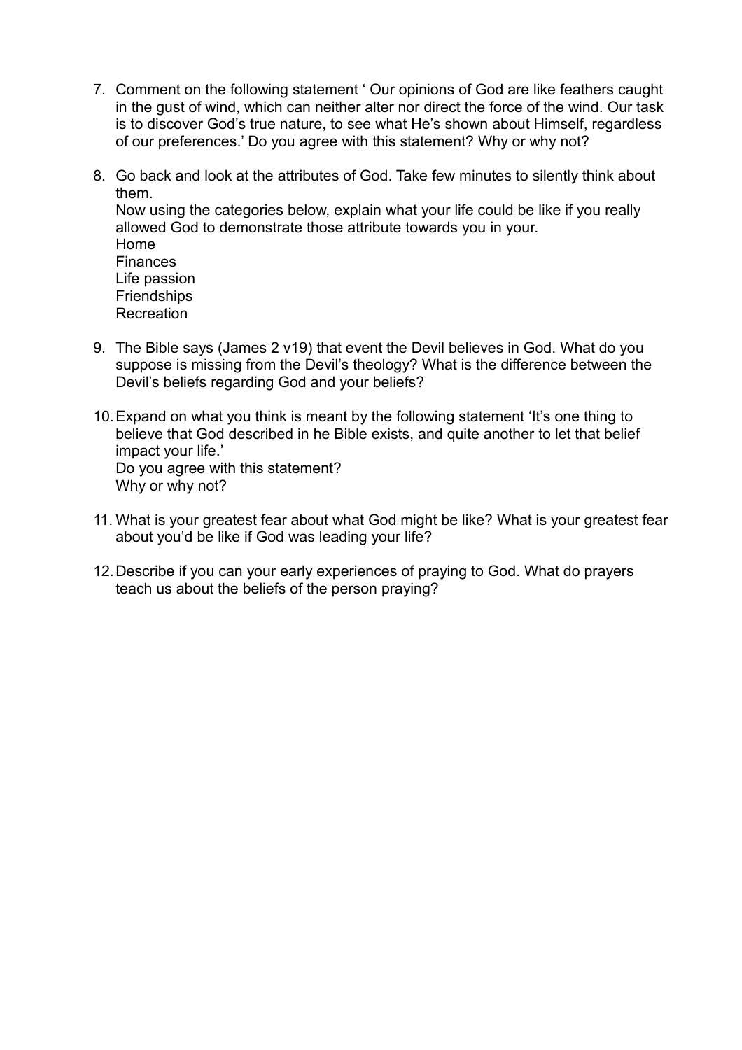7. Comment on the following statement ' Our opinions of God are like feathers caught in the gust of wind, which can neither alter nor direct the force of the wind. Our task is to discover God's true nature, to see what He's shown about Himself, regardless of our preferences.' Do you agree with this statement? Why or why not?

8. Go back and look at the attributes of God. Take few minutes to silently think about them.
   Now using the categories below, explain what your life could be like if you really allowed God to demonstrate those attribute towards you in your.
   Home
   Finances
   Life passion
   Friendships
   Recreation

9. The Bible says (James 2 v19) that event the Devil believes in God. What do you suppose is missing from the Devil's theology? What is the difference between the Devil's beliefs regarding God and your beliefs?

10. Expand on what you think is meant by the following statement 'It's one thing to believe that God described in he Bible exists, and quite another to let that belief impact your life.'
    Do you agree with this statement?
    Why or why not?

11. What is your greatest fear about what God might be like? What is your greatest fear about you'd be like if God was leading your life?

12. Describe if you can your early experiences of praying to God. What do prayers teach us about the beliefs of the person praying?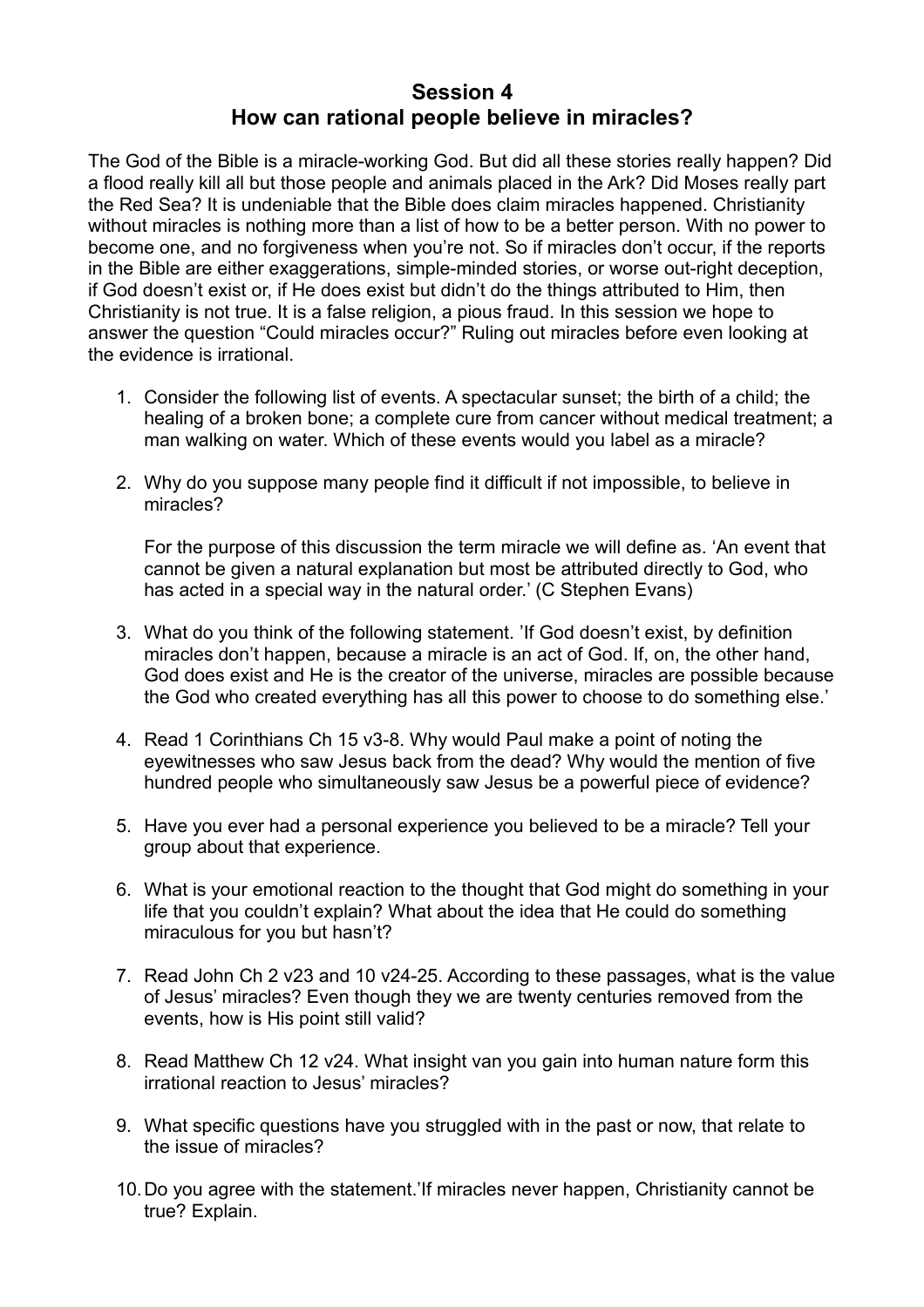# Session 4
# How can rational people believe in miracles?

The God of the Bible is a miracle-working God. But did all these stories really happen? Did a flood really kill all but those people and animals placed in the Ark? Did Moses really part the Red Sea? It is undeniable that the Bible does claim miracles happened. Christianity without miracles is nothing more than a list of how to be a better person. With no power to become one, and no forgiveness when you're not. So if miracles don't occur, if the reports in the Bible are either exaggerations, simple-minded stories, or worse out-right deception, if God doesn't exist or, if He does exist but didn't do the things attributed to Him, then Christianity is not true. It is a false religion, a pious fraud. In this session we hope to answer the question "Could miracles occur?" Ruling out miracles before even looking at the evidence is irrational.

1. Consider the following list of events. A spectacular sunset; the birth of a child; the healing of a broken bone; a complete cure from cancer without medical treatment; a man walking on water. Which of these events would you label as a miracle?

2. Why do you suppose many people find it difficult if not impossible, to believe in miracles?

   For the purpose of this discussion the term miracle we will define as. 'An event that cannot be given a natural explanation but most be attributed directly to God, who has acted in a special way in the natural order.' (C Stephen Evans)

3. What do you think of the following statement. 'If God doesn't exist, by definition miracles don't happen, because a miracle is an act of God. If, on, the other hand, God does exist and He is the creator of the universe, miracles are possible because the God who created everything has all this power to choose to do something else.'

4. Read 1 Corinthians Ch 15 v3-8. Why would Paul make a point of noting the eyewitnesses who saw Jesus back from the dead? Why would the mention of five hundred people who simultaneously saw Jesus be a powerful piece of evidence?

5. Have you ever had a personal experience you believed to be a miracle? Tell your group about that experience.

6. What is your emotional reaction to the thought that God might do something in your life that you couldn't explain? What about the idea that He could do something miraculous for you but hasn't?

7. Read John Ch 2 v23 and 10 v24-25. According to these passages, what is the value of Jesus' miracles? Even though they we are twenty centuries removed from the events, how is His point still valid?

8. Read Matthew Ch 12 v24. What insight van you gain into human nature form this irrational reaction to Jesus' miracles?

9. What specific questions have you struggled with in the past or now, that relate to the issue of miracles?

10. Do you agree with the statement.'If miracles never happen, Christianity cannot be true? Explain.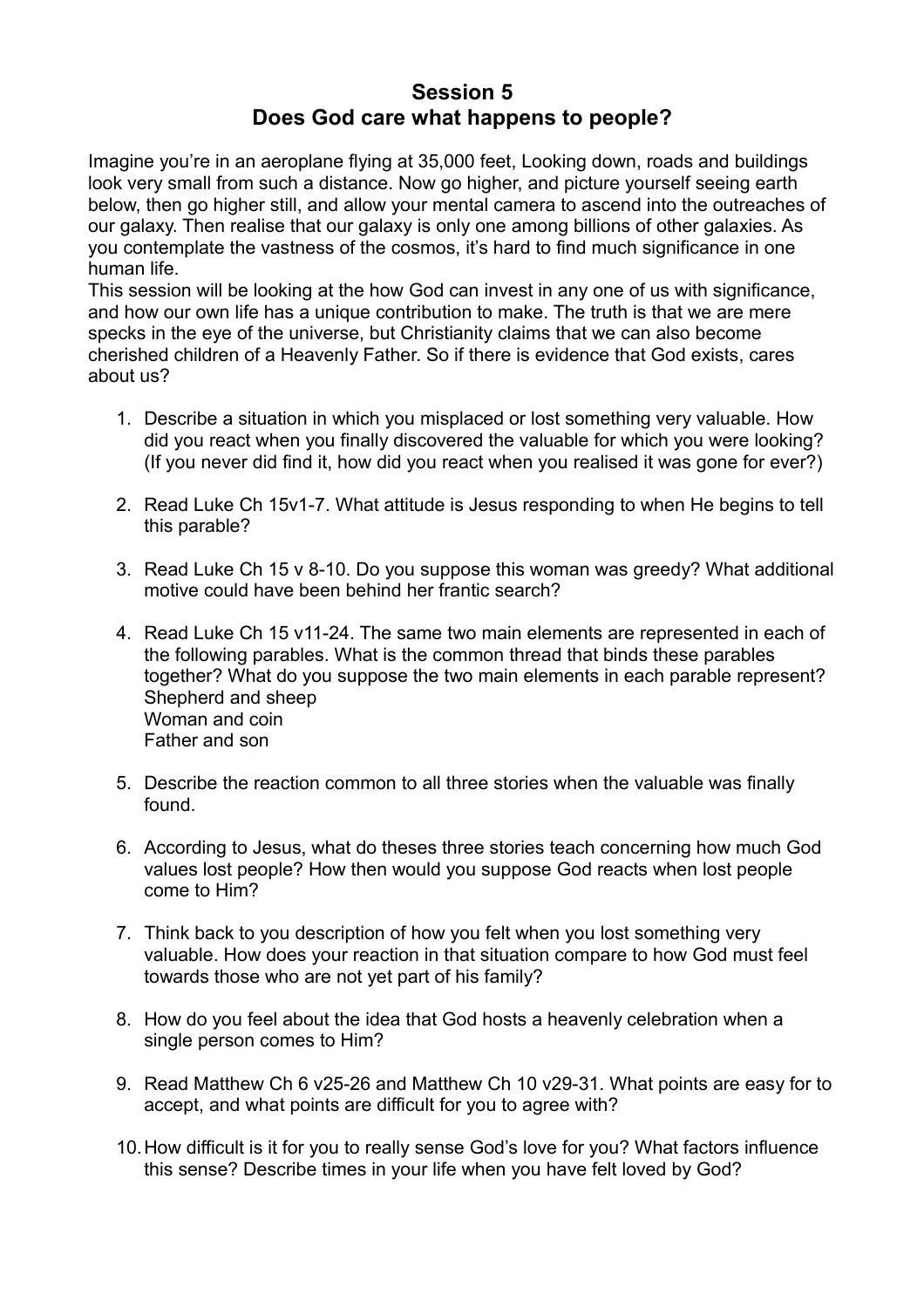## Session 5
## Does God care what happens to people?

Imagine you're in an aeroplane flying at 35,000 feet, Looking down, roads and buildings look very small from such a distance. Now go higher, and picture yourself seeing earth below, then go higher still, and allow your mental camera to ascend into the outreaches of our galaxy. Then realise that our galaxy is only one among billions of other galaxies. As you contemplate the vastness of the cosmos, it's hard to find much significance in one human life.

This session will be looking at the how God can invest in any one of us with significance, and how our own life has a unique contribution to make. The truth is that we are mere specks in the eye of the universe, but Christianity claims that we can also become cherished children of a Heavenly Father. So if there is evidence that God exists, cares about us?

1. Describe a situation in which you misplaced or lost something very valuable. How did you react when you finally discovered the valuable for which you were looking? (If you never did find it, how did you react when you realised it was gone for ever?)

2. Read Luke Ch 15v1-7. What attitude is Jesus responding to when He begins to tell this parable?

3. Read Luke Ch 15 v 8-10. Do you suppose this woman was greedy? What additional motive could have been behind her frantic search?

4. Read Luke Ch 15 v11-24. The same two main elements are represented in each of the following parables. What is the common thread that binds these parables together? What do you suppose the two main elements in each parable represent?
   Shepherd and sheep
   Woman and coin
   Father and son

5. Describe the reaction common to all three stories when the valuable was finally found.

6. According to Jesus, what do theses three stories teach concerning how much God values lost people? How then would you suppose God reacts when lost people come to Him?

7. Think back to you description of how you felt when you lost something very valuable. How does your reaction in that situation compare to how God must feel towards those who are not yet part of his family?

8. How do you feel about the idea that God hosts a heavenly celebration when a single person comes to Him?

9. Read Matthew Ch 6 v25-26 and Matthew Ch 10 v29-31. What points are easy for to accept, and what points are difficult for you to agree with?

10. How difficult is it for you to really sense God's love for you? What factors influence this sense? Describe times in your life when you have felt loved by God?